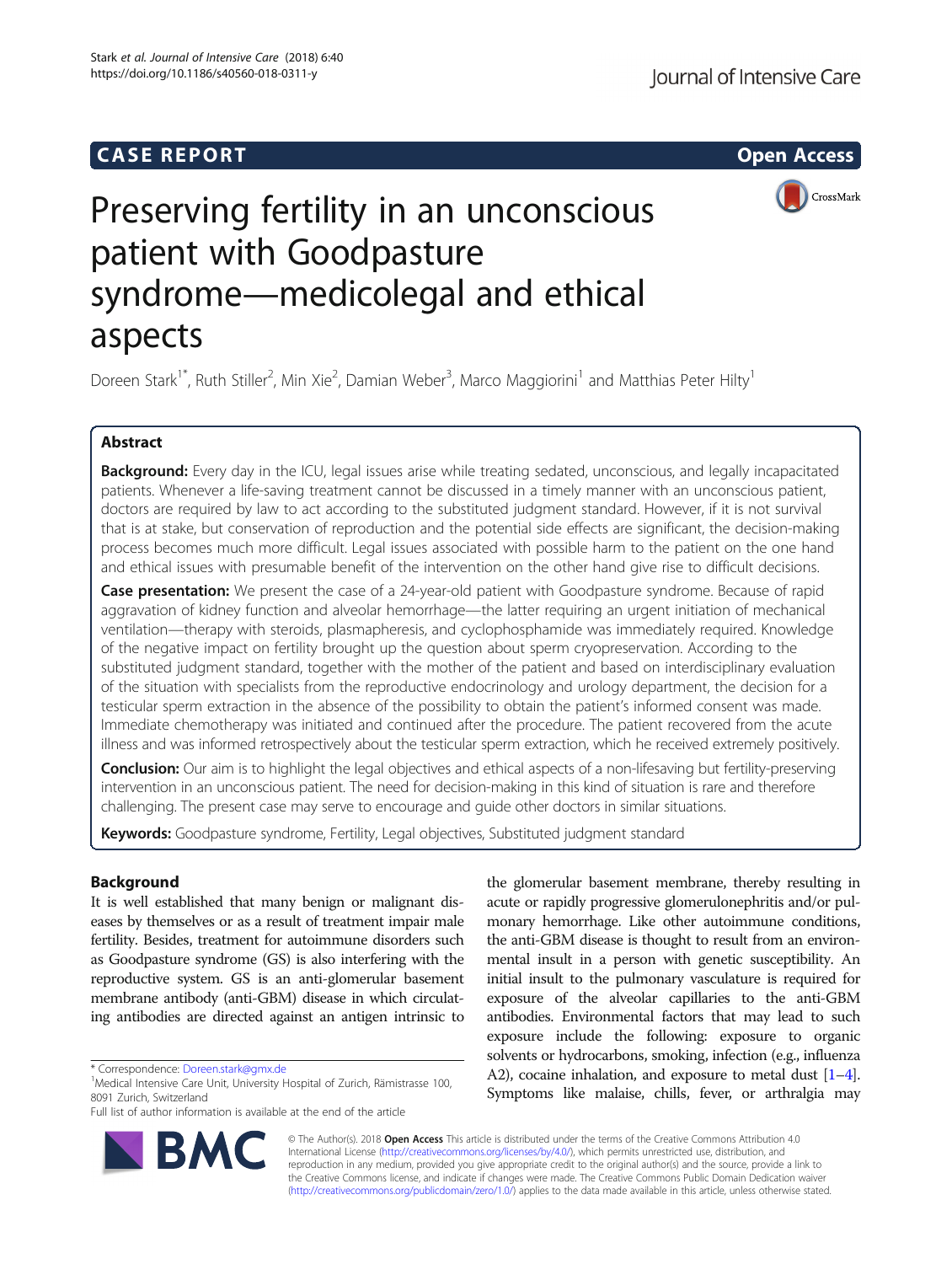CASE REPORT

Open Access

# Preserving fertility in an unconscious patient with Goodpasture syndrome—medicolegal and ethical aspects

Doreen Stark[1*], Ruth Stiller[2], Min Xie[2], Damian Weber[3], Marco Maggiorini[1] and Matthias Peter Hilty[1]

## Abstract

**Background:** Every day in the ICU, legal issues arise while treating sedated, unconscious, and legally incapacitated patients. Whenever a life-saving treatment cannot be discussed in a timely manner with an unconscious patient, doctors are required by law to act according to the substituted judgment standard. However, if it is not survival that is at stake, but conservation of reproduction and the potential side effects are significant, the decision-making process becomes much more difficult. Legal issues associated with possible harm to the patient on the one hand and ethical issues with presumable benefit of the intervention on the other hand give rise to difficult decisions.

**Case presentation:** We present the case of a 24-year-old patient with Goodpasture syndrome. Because of rapid aggravation of kidney function and alveolar hemorrhage—the latter requiring an urgent initiation of mechanical ventilation—therapy with steroids, plasmapheresis, and cyclophosphamide was immediately required. Knowledge of the negative impact on fertility brought up the question about sperm cryopreservation. According to the substituted judgment standard, together with the mother of the patient and based on interdisciplinary evaluation of the situation with specialists from the reproductive endocrinology and urology department, the decision for a testicular sperm extraction in the absence of the possibility to obtain the patient's informed consent was made. Immediate chemotherapy was initiated and continued after the procedure. The patient recovered from the acute illness and was informed retrospectively about the testicular sperm extraction, which he received extremely positively.

**Conclusion:** Our aim is to highlight the legal objectives and ethical aspects of a non-lifesaving but fertility-preserving intervention in an unconscious patient. The need for decision-making in this kind of situation is rare and therefore challenging. The present case may serve to encourage and guide other doctors in similar situations.

**Keywords:** Goodpasture syndrome, Fertility, Legal objectives, Substituted judgment standard

## Background

It is well established that many benign or malignant diseases by themselves or as a result of treatment impair male fertility. Besides, treatment for autoimmune disorders such as Goodpasture syndrome (GS) is also interfering with the reproductive system. GS is an anti-glomerular basement membrane antibody (anti-GBM) disease in which circulating antibodies are directed against an antigen intrinsic to the glomerular basement membrane, thereby resulting in acute or rapidly progressive glomerulonephritis and/or pulmonary hemorrhage. Like other autoimmune conditions, the anti-GBM disease is thought to result from an environmental insult in a person with genetic susceptibility. An initial insult to the pulmonary vasculature is required for exposure of the alveolar capillaries to the anti-GBM antibodies. Environmental factors that may lead to such exposure include the following: exposure to organic solvents or hydrocarbons, smoking, infection (e.g., influenza A2), cocaine inhalation, and exposure to metal dust [1–4]. Symptoms like malaise, chills, fever, or arthralgia may

\* Correspondence: Doreen.stark@gmx.de
[1]Medical Intensive Care Unit, University Hospital of Zurich, Rämistrasse 100, 8091 Zurich, Switzerland
Full list of author information is available at the end of the article

© The Author(s). 2018 **Open Access** This article is distributed under the terms of the Creative Commons Attribution 4.0 International License (http://creativecommons.org/licenses/by/4.0/), which permits unrestricted use, distribution, and reproduction in any medium, provided you give appropriate credit to the original author(s) and the source, provide a link to the Creative Commons license, and indicate if changes were made. The Creative Commons Public Domain Dedication waiver (http://creativecommons.org/publicdomain/zero/1.0/) applies to the data made available in this article, unless otherwise stated.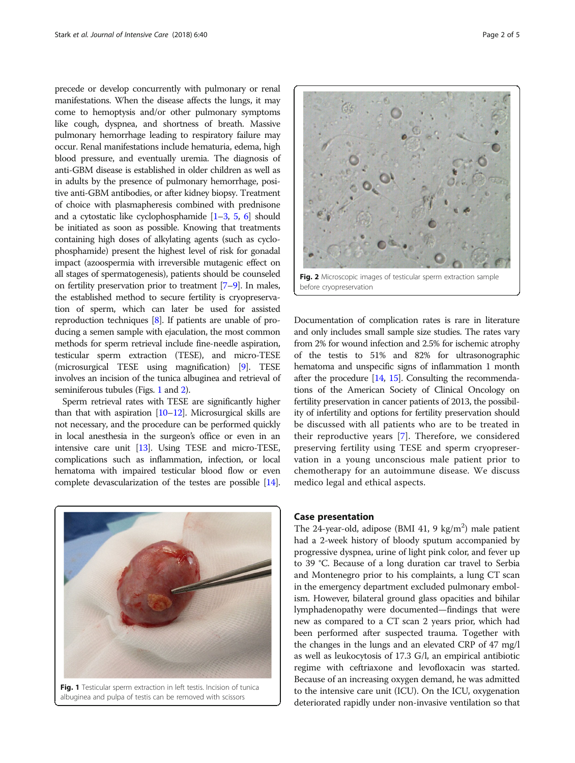precede or develop concurrently with pulmonary or renal manifestations. When the disease affects the lungs, it may come to hemoptysis and/or other pulmonary symptoms like cough, dyspnea, and shortness of breath. Massive pulmonary hemorrhage leading to respiratory failure may occur. Renal manifestations include hematuria, edema, high blood pressure, and eventually uremia. The diagnosis of anti-GBM disease is established in older children as well as in adults by the presence of pulmonary hemorrhage, positive anti-GBM antibodies, or after kidney biopsy. Treatment of choice with plasmapheresis combined with prednisone and a cytostatic like cyclophosphamide [1–3, 5, 6] should be initiated as soon as possible. Knowing that treatments containing high doses of alkylating agents (such as cyclophosphamide) present the highest level of risk for gonadal impact (azoospermia with irreversible mutagenic effect on all stages of spermatogenesis), patients should be counseled on fertility preservation prior to treatment [7–9]. In males, the established method to secure fertility is cryopreservation of sperm, which can later be used for assisted reproduction techniques [8]. If patients are unable of producing a semen sample with ejaculation, the most common methods for sperm retrieval include fine-needle aspiration, testicular sperm extraction (TESE), and micro-TESE (microsurgical TESE using magnification) [9]. TESE involves an incision of the tunica albuginea and retrieval of seminiferous tubules (Figs. 1 and 2).

Sperm retrieval rates with TESE are significantly higher than that with aspiration [10–12]. Microsurgical skills are not necessary, and the procedure can be performed quickly in local anesthesia in the surgeon's office or even in an intensive care unit [13]. Using TESE and micro-TESE, complications such as inflammation, infection, or local hematoma with impaired testicular blood flow or even complete devascularization of the testes are possible [14].

**Fig. 1** Testicular sperm extraction in left testis. Incision of tunica albuginea and pulpa of testis can be removed with scissors

**Fig. 2** Microscopic images of testicular sperm extraction sample before cryopreservation

Documentation of complication rates is rare in literature and only includes small sample size studies. The rates vary from 2% for wound infection and 2.5% for ischemic atrophy of the testis to 51% and 82% for ultrasonographic hematoma and unspecific signs of inflammation 1 month after the procedure [14, 15]. Consulting the recommendations of the American Society of Clinical Oncology on fertility preservation in cancer patients of 2013, the possibility of infertility and options for fertility preservation should be discussed with all patients who are to be treated in their reproductive years [7]. Therefore, we considered preserving fertility using TESE and sperm cryopreservation in a young unconscious male patient prior to chemotherapy for an autoimmune disease. We discuss medico legal and ethical aspects.

## Case presentation

The 24-year-old, adipose (BMI 41, 9 kg/m$^2$) male patient had a 2-week history of bloody sputum accompanied by progressive dyspnea, urine of light pink color, and fever up to 39 °C. Because of a long duration car travel to Serbia and Montenegro prior to his complaints, a lung CT scan in the emergency department excluded pulmonary embolism. However, bilateral ground glass opacities and bihilar lymphadenopathy were documented—findings that were new as compared to a CT scan 2 years prior, which had been performed after suspected trauma. Together with the changes in the lungs and an elevated CRP of 47 mg/l as well as leukocytosis of 17.3 G/l, an empirical antibiotic regime with ceftriaxone and levofloxacin was started. Because of an increasing oxygen demand, he was admitted to the intensive care unit (ICU). On the ICU, oxygenation deteriorated rapidly under non-invasive ventilation so that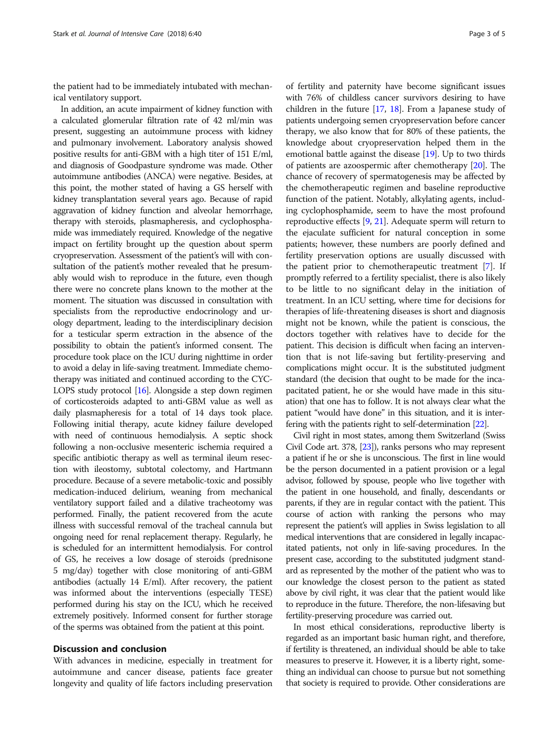the patient had to be immediately intubated with mechanical ventilatory support.

In addition, an acute impairment of kidney function with a calculated glomerular filtration rate of 42 ml/min was present, suggesting an autoimmune process with kidney and pulmonary involvement. Laboratory analysis showed positive results for anti-GBM with a high titer of 151 E/ml, and diagnosis of Goodpasture syndrome was made. Other autoimmune antibodies (ANCA) were negative. Besides, at this point, the mother stated of having a GS herself with kidney transplantation several years ago. Because of rapid aggravation of kidney function and alveolar hemorrhage, therapy with steroids, plasmapheresis, and cyclophosphamide was immediately required. Knowledge of the negative impact on fertility brought up the question about sperm cryopreservation. Assessment of the patient's will with consultation of the patient's mother revealed that he presumably would wish to reproduce in the future, even though there were no concrete plans known to the mother at the moment. The situation was discussed in consultation with specialists from the reproductive endocrinology and urology department, leading to the interdisciplinary decision for a testicular sperm extraction in the absence of the possibility to obtain the patient's informed consent. The procedure took place on the ICU during nighttime in order to avoid a delay in life-saving treatment. Immediate chemotherapy was initiated and continued according to the CYCLOPS study protocol [16]. Alongside a step down regimen of corticosteroids adapted to anti-GBM value as well as daily plasmapheresis for a total of 14 days took place. Following initial therapy, acute kidney failure developed with need of continuous hemodialysis. A septic shock following a non-occlusive mesenteric ischemia required a specific antibiotic therapy as well as terminal ileum resection with ileostomy, subtotal colectomy, and Hartmann procedure. Because of a severe metabolic-toxic and possibly medication-induced delirium, weaning from mechanical ventilatory support failed and a dilative tracheotomy was performed. Finally, the patient recovered from the acute illness with successful removal of the tracheal cannula but ongoing need for renal replacement therapy. Regularly, he is scheduled for an intermittent hemodialysis. For control of GS, he receives a low dosage of steroids (prednisone 5 mg/day) together with close monitoring of anti-GBM antibodies (actually 14 E/ml). After recovery, the patient was informed about the interventions (especially TESE) performed during his stay on the ICU, which he received extremely positively. Informed consent for further storage of the sperms was obtained from the patient at this point.

## Discussion and conclusion

With advances in medicine, especially in treatment for autoimmune and cancer disease, patients face greater longevity and quality of life factors including preservation of fertility and paternity have become significant issues with 76% of childless cancer survivors desiring to have children in the future [17, 18]. From a Japanese study of patients undergoing semen cryopreservation before cancer therapy, we also know that for 80% of these patients, the knowledge about cryopreservation helped them in the emotional battle against the disease [19]. Up to two thirds of patients are azoospermic after chemotherapy [20]. The chance of recovery of spermatogenesis may be affected by the chemotherapeutic regimen and baseline reproductive function of the patient. Notably, alkylating agents, including cyclophosphamide, seem to have the most profound reproductive effects [9, 21]. Adequate sperm will return to the ejaculate sufficient for natural conception in some patients; however, these numbers are poorly defined and fertility preservation options are usually discussed with the patient prior to chemotherapeutic treatment [7]. If promptly referred to a fertility specialist, there is also likely to be little to no significant delay in the initiation of treatment. In an ICU setting, where time for decisions for therapies of life-threatening diseases is short and diagnosis might not be known, while the patient is conscious, the doctors together with relatives have to decide for the patient. This decision is difficult when facing an intervention that is not life-saving but fertility-preserving and complications might occur. It is the substituted judgment standard (the decision that ought to be made for the incapacitated patient, he or she would have made in this situation) that one has to follow. It is not always clear what the patient "would have done" in this situation, and it is interfering with the patients right to self-determination [22].

Civil right in most states, among them Switzerland (Swiss Civil Code art. 378, [23]), ranks persons who may represent a patient if he or she is unconscious. The first in line would be the person documented in a patient provision or a legal advisor, followed by spouse, people who live together with the patient in one household, and finally, descendants or parents, if they are in regular contact with the patient. This course of action with ranking the persons who may represent the patient's will applies in Swiss legislation to all medical interventions that are considered in legally incapacitated patients, not only in life-saving procedures. In the present case, according to the substituted judgment standard as represented by the mother of the patient who was to our knowledge the closest person to the patient as stated above by civil right, it was clear that the patient would like to reproduce in the future. Therefore, the non-lifesaving but fertility-preserving procedure was carried out.

In most ethical considerations, reproductive liberty is regarded as an important basic human right, and therefore, if fertility is threatened, an individual should be able to take measures to preserve it. However, it is a liberty right, something an individual can choose to pursue but not something that society is required to provide. Other considerations are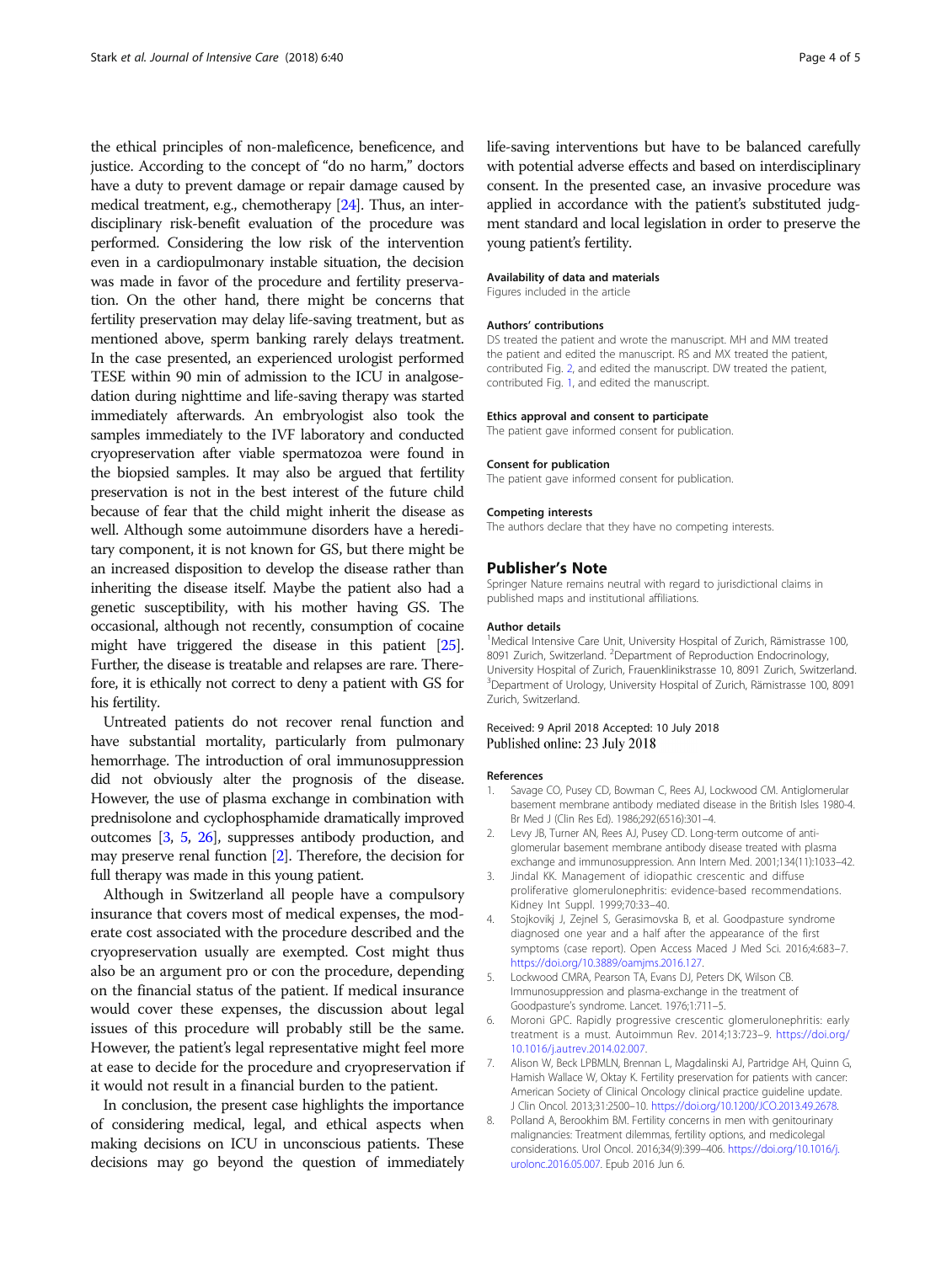the ethical principles of non-maleficence, beneficence, and justice. According to the concept of "do no harm," doctors have a duty to prevent damage or repair damage caused by medical treatment, e.g., chemotherapy [24]. Thus, an interdisciplinary risk-benefit evaluation of the procedure was performed. Considering the low risk of the intervention even in a cardiopulmonary instable situation, the decision was made in favor of the procedure and fertility preservation. On the other hand, there might be concerns that fertility preservation may delay life-saving treatment, but as mentioned above, sperm banking rarely delays treatment. In the case presented, an experienced urologist performed TESE within 90 min of admission to the ICU in analgosedation during nighttime and life-saving therapy was started immediately afterwards. An embryologist also took the samples immediately to the IVF laboratory and conducted cryopreservation after viable spermatozoa were found in the biopsied samples. It may also be argued that fertility preservation is not in the best interest of the future child because of fear that the child might inherit the disease as well. Although some autoimmune disorders have a hereditary component, it is not known for GS, but there might be an increased disposition to develop the disease rather than inheriting the disease itself. Maybe the patient also had a genetic susceptibility, with his mother having GS. The occasional, although not recently, consumption of cocaine might have triggered the disease in this patient [25]. Further, the disease is treatable and relapses are rare. Therefore, it is ethically not correct to deny a patient with GS for his fertility.

Untreated patients do not recover renal function and have substantial mortality, particularly from pulmonary hemorrhage. The introduction of oral immunosuppression did not obviously alter the prognosis of the disease. However, the use of plasma exchange in combination with prednisolone and cyclophosphamide dramatically improved outcomes [3, 5, 26], suppresses antibody production, and may preserve renal function [2]. Therefore, the decision for full therapy was made in this young patient.

Although in Switzerland all people have a compulsory insurance that covers most of medical expenses, the moderate cost associated with the procedure described and the cryopreservation usually are exempted. Cost might thus also be an argument pro or con the procedure, depending on the financial status of the patient. If medical insurance would cover these expenses, the discussion about legal issues of this procedure will probably still be the same. However, the patient's legal representative might feel more at ease to decide for the procedure and cryopreservation if it would not result in a financial burden to the patient.

In conclusion, the present case highlights the importance of considering medical, legal, and ethical aspects when making decisions on ICU in unconscious patients. These decisions may go beyond the question of immediately life-saving interventions but have to be balanced carefully with potential adverse effects and based on interdisciplinary consent. In the presented case, an invasive procedure was applied in accordance with the patient's substituted judgment standard and local legislation in order to preserve the young patient's fertility.

#### Availability of data and materials

Figures included in the article

#### Authors' contributions

DS treated the patient and wrote the manuscript. MH and MM treated the patient and edited the manuscript. RS and MX treated the patient, contributed Fig. 2, and edited the manuscript. DW treated the patient, contributed Fig. 1, and edited the manuscript.

#### Ethics approval and consent to participate

The patient gave informed consent for publication.

#### Consent for publication

The patient gave informed consent for publication.

#### Competing interests

The authors declare that they have no competing interests.

### Publisher's Note

Springer Nature remains neutral with regard to jurisdictional claims in published maps and institutional affiliations.

#### Author details

[1]Medical Intensive Care Unit, University Hospital of Zurich, Rämistrasse 100, 8091 Zurich, Switzerland. [2]Department of Reproduction Endocrinology, University Hospital of Zurich, Frauenklinikstrasse 10, 8091 Zurich, Switzerland. [3]Department of Urology, University Hospital of Zurich, Rämistrasse 100, 8091 Zurich, Switzerland.

Received: 9 April 2018 Accepted: 10 July 2018
Published online: 23 July 2018

#### References

1. Savage CO, Pusey CD, Bowman C, Rees AJ, Lockwood CM. Antiglomerular basement membrane antibody mediated disease in the British Isles 1980-4. Br Med J (Clin Res Ed). 1986;292(6516):301–4.
2. Levy JB, Turner AN, Rees AJ, Pusey CD. Long-term outcome of anti-glomerular basement membrane antibody disease treated with plasma exchange and immunosuppression. Ann Intern Med. 2001;134(11):1033–42.
3. Jindal KK. Management of idiopathic crescentic and diffuse proliferative glomerulonephritis: evidence-based recommendations. Kidney Int Suppl. 1999;70:33–40.
4. Stojkovikj J, Zejnel S, Gerasimovska B, et al. Goodpasture syndrome diagnosed one year and a half after the appearance of the first symptoms (case report). Open Access Maced J Med Sci. 2016;4:683–7. https://doi.org/10.3889/oamjms.2016.127.
5. Lockwood CMRA, Pearson TA, Evans DJ, Peters DK, Wilson CB. Immunosuppression and plasma-exchange in the treatment of Goodpasture's syndrome. Lancet. 1976;1:711–5.
6. Moroni GPC. Rapidly progressive crescentic glomerulonephritis: early treatment is a must. Autoimmun Rev. 2014;13:723–9. https://doi.org/10.1016/j.autrev.2014.02.007.
7. Alison W, Beck LPBMLN, Brennan L, Magdalinski AJ, Partridge AH, Quinn G, Hamish Wallace W, Oktay K. Fertility preservation for patients with cancer: American Society of Clinical Oncology clinical practice guideline update. J Clin Oncol. 2013;31:2500–10. https://doi.org/10.1200/JCO.2013.49.2678.
8. Polland A, Berookhim BM. Fertility concerns in men with genitourinary malignancies: Treatment dilemmas, fertility options, and medicolegal considerations. Urol Oncol. 2016;34(9):399–406. https://doi.org/10.1016/j.urolonc.2016.05.007. Epub 2016 Jun 6.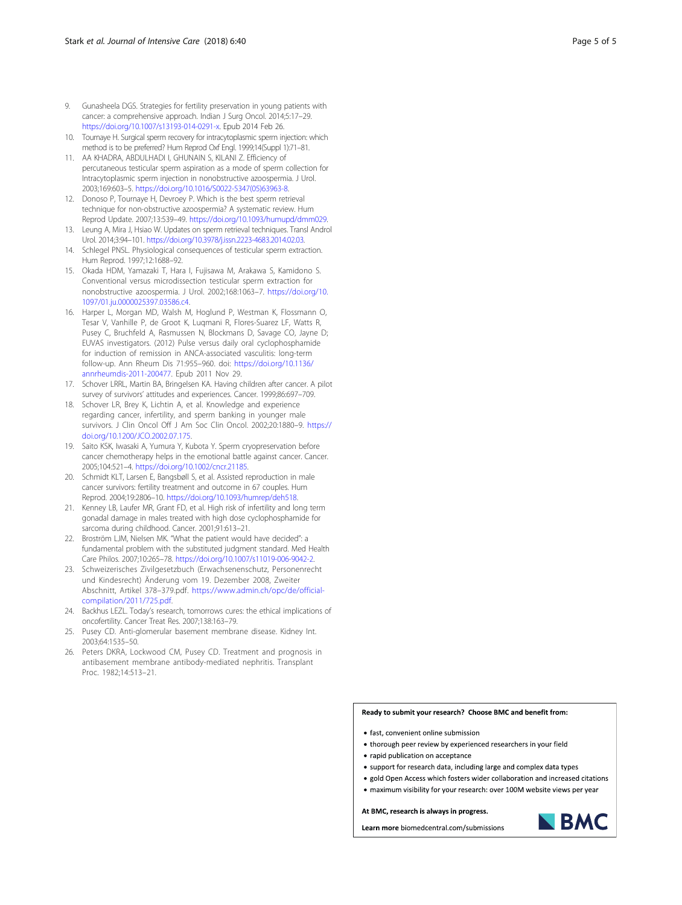9. Gunasheela DGS. Strategies for fertility preservation in young patients with cancer: a comprehensive approach. Indian J Surg Oncol. 2014;5:17–29. https://doi.org/10.1007/s13193-014-0291-x. Epub 2014 Feb 26.
10. Tournaye H. Surgical sperm recovery for intracytoplasmic sperm injection: which method is to be preferred? Hum Reprod Oxf Engl. 1999;14(Suppl 1):71–81.
11. AA KHADRA, ABDULHADI I, GHUNAIN S, KILANI Z. Efficiency of percutaneous testicular sperm aspiration as a mode of sperm collection for Intracytoplasmic sperm injection in nonobstructive azoospermia. J Urol. 2003;169:603–5. https://doi.org/10.1016/S0022-5347(05)63963-8.
12. Donoso P, Tournaye H, Devroey P. Which is the best sperm retrieval technique for non-obstructive azoospermia? A systematic review. Hum Reprod Update. 2007;13:539–49. https://doi.org/10.1093/humupd/dmm029.
13. Leung A, Mira J, Hsiao W. Updates on sperm retrieval techniques. Transl Androl Urol. 2014;3:94–101. https://doi.org/10.3978/j.issn.2223-4683.2014.02.03.
14. Schlegel PNSL. Physiological consequences of testicular sperm extraction. Hum Reprod. 1997;12:1688–92.
15. Okada HDM, Yamazaki T, Hara I, Fujisawa M, Arakawa S, Kamidono S. Conventional versus microdissection testicular sperm extraction for nonobstructive azoospermia. J Urol. 2002;168:1063–7. https://doi.org/10.1097/01.ju.0000025397.03586.c4.
16. Harper L, Morgan MD, Walsh M, Hoglund P, Westman K, Flossmann O, Tesar V, Vanhille P, de Groot K, Luqmani R, Flores-Suarez LF, Watts R, Pusey C, Bruchfeld A, Rasmussen N, Blockmans D, Savage CO, Jayne D; EUVAS investigators. (2012) Pulse versus daily oral cyclophosphamide for induction of remission in ANCA-associated vasculitis: long-term follow-up. Ann Rheum Dis 71:955–960. doi: https://doi.org/10.1136/annrheumdis-2011-200477. Epub 2011 Nov 29.
17. Schover LRRL, Martin BA, Bringelsen KA. Having children after cancer. A pilot survey of survivors' attitudes and experiences. Cancer. 1999;86:697–709.
18. Schover LR, Brey K, Lichtin A, et al. Knowledge and experience regarding cancer, infertility, and sperm banking in younger male survivors. J Clin Oncol Off J Am Soc Clin Oncol. 2002;20:1880–9. https://doi.org/10.1200/JCO.2002.07.175.
19. Saito KSK, Iwasaki A, Yumura Y, Kubota Y. Sperm cryopreservation before cancer chemotherapy helps in the emotional battle against cancer. Cancer. 2005;104:521–4. https://doi.org/10.1002/cncr.21185.
20. Schmidt KLT, Larsen E, Bangsbøll S, et al. Assisted reproduction in male cancer survivors: fertility treatment and outcome in 67 couples. Hum Reprod. 2004;19:2806–10. https://doi.org/10.1093/humrep/deh518.
21. Kenney LB, Laufer MR, Grant FD, et al. High risk of infertility and long term gonadal damage in males treated with high dose cyclophosphamide for sarcoma during childhood. Cancer. 2001;91:613–21.
22. Broström LJM, Nielsen MK. "What the patient would have decided": a fundamental problem with the substituted judgment standard. Med Health Care Philos. 2007;10:265–78. https://doi.org/10.1007/s11019-006-9042-2.
23. Schweizerisches Zivilgesetzbuch (Erwachsenenschutz, Personenrecht und Kindesrecht) Änderung vom 19. Dezember 2008, Zweiter Abschnitt, Artikel 378–379.pdf. https://www.admin.ch/opc/de/official-compilation/2011/725.pdf.
24. Backhus LEZL. Today's research, tomorrows cures: the ethical implications of oncofertility. Cancer Treat Res. 2007;138:163–79.
25. Pusey CD. Anti-glomerular basement membrane disease. Kidney Int. 2003;64:1535–50.
26. Peters DKRA, Lockwood CM, Pusey CD. Treatment and prognosis in antibasement membrane antibody-mediated nephritis. Transplant Proc. 1982;14:513–21.